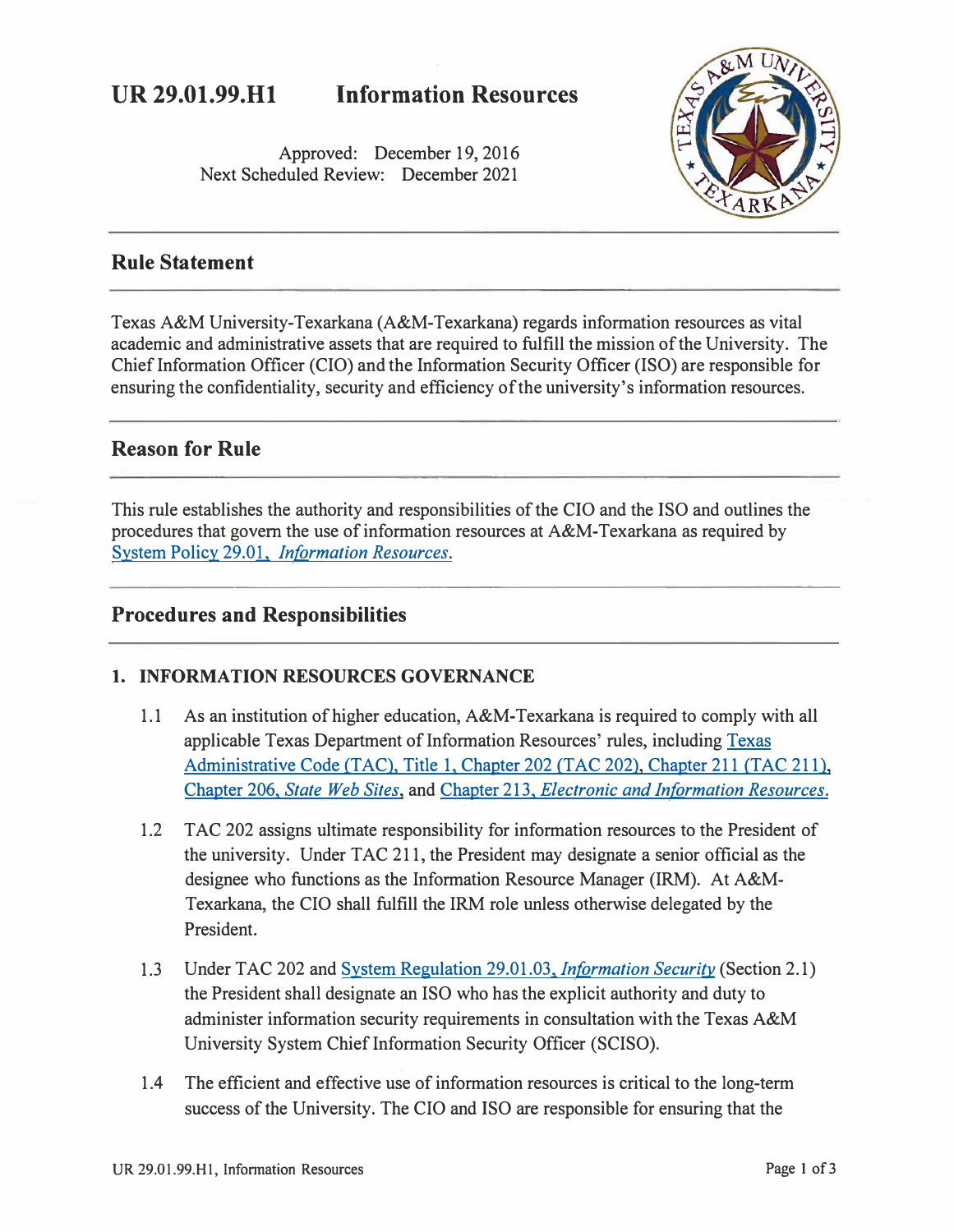# UR 29.01.99.H1 Information Resources

Approved: December 19, 2016
Next Scheduled Review: December 2021

## Rule Statement

Texas A&M University-Texarkana (A&M-Texarkana) regards information resources as vital academic and administrative assets that are required to fulfill the mission of the University. The Chief Information Officer (CIO) and the Information Security Officer (ISO) are responsible for ensuring the confidentiality, security and efficiency of the university's information resources.

## Reason for Rule

This rule establishes the authority and responsibilities of the CIO and the ISO and outlines the procedures that govern the use of information resources at A&M-Texarkana as required by System Policy 29.01, *Information Resources*.

## Procedures and Responsibilities

### 1. INFORMATION RESOURCES GOVERNANCE

1.1 As an institution of higher education, A&M-Texarkana is required to comply with all applicable Texas Department of Information Resources' rules, including Texas Administrative Code (TAC), Title 1, Chapter 202 (TAC 202), Chapter 211 (TAC 211), Chapter 206, *State Web Sites*, and Chapter 213, *Electronic and Information Resources*.

1.2 TAC 202 assigns ultimate responsibility for information resources to the President of the university. Under TAC 211, the President may designate a senior official as the designee who functions as the Information Resource Manager (IRM). At A&M-Texarkana, the CIO shall fulfill the IRM role unless otherwise delegated by the President.

1.3 Under TAC 202 and System Regulation 29.01.03, *Information Security* (Section 2.1) the President shall designate an ISO who has the explicit authority and duty to administer information security requirements in consultation with the Texas A&M University System Chief Information Security Officer (SCISO).

1.4 The efficient and effective use of information resources is critical to the long-term success of the University. The CIO and ISO are responsible for ensuring that the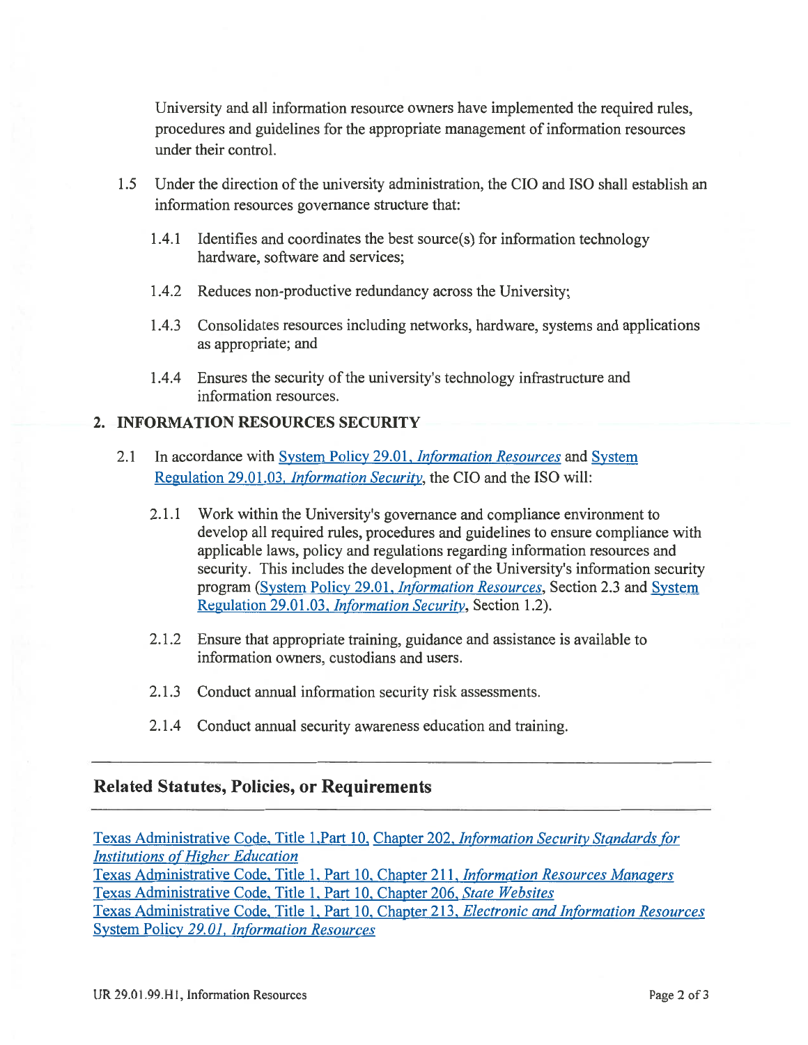University and all information resource owners have implemented the required rules, procedures and guidelines for the appropriate management of information resources under their control.

1.5 Under the direction of the university administration, the CIO and ISO shall establish an information resources governance structure that:

1.4.1 Identifies and coordinates the best source(s) for information technology hardware, software and services;

1.4.2 Reduces non-productive redundancy across the University;

1.4.3 Consolidates resources including networks, hardware, systems and applications as appropriate; and

1.4.4 Ensures the security of the university's technology infrastructure and information resources.

## 2. INFORMATION RESOURCES SECURITY

2.1 In accordance with System Policy 29.01, *Information Resources* and System Regulation 29.01.03, *Information Security*, the CIO and the ISO will:

2.1.1 Work within the University's governance and compliance environment to develop all required rules, procedures and guidelines to ensure compliance with applicable laws, policy and regulations regarding information resources and security. This includes the development of the University's information security program (System Policy 29.01, *Information Resources*, Section 2.3 and System Regulation 29.01.03, *Information Security*, Section 1.2).

2.1.2 Ensure that appropriate training, guidance and assistance is available to information owners, custodians and users.

2.1.3 Conduct annual information security risk assessments.

2.1.4 Conduct annual security awareness education and training.

## Related Statutes, Policies, or Requirements

Texas Administrative Code, Title 1,Part 10, Chapter 202, *Information Security Standards for Institutions of Higher Education*
Texas Administrative Code, Title 1, Part 10, Chapter 211, *Information Resources Managers*
Texas Administrative Code, Title 1, Part 10, Chapter 206, *State Websites*
Texas Administrative Code, Title 1, Part 10, Chapter 213, *Electronic and Information Resources*
System Policy *29.01, Information Resources*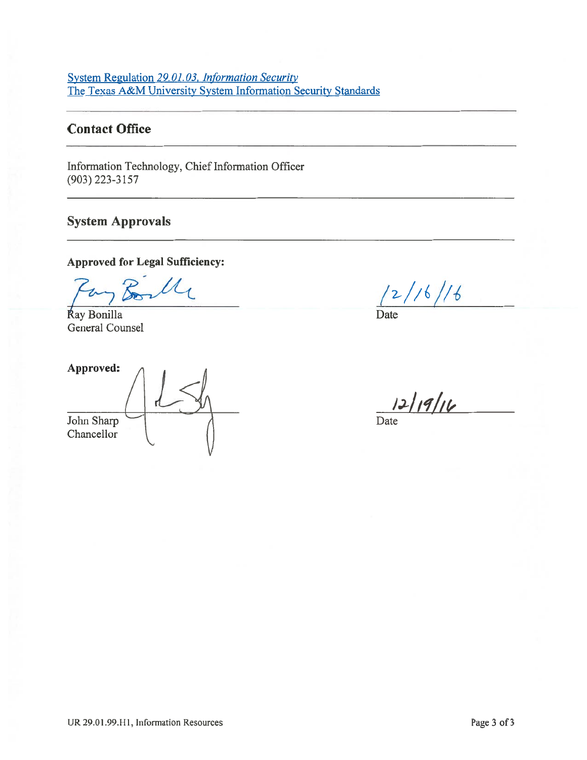System Regulation *29.01.03, Information Security*
The Texas A&M University System Information Security Standards

## Contact Office

Information Technology, Chief Information Officer
(903) 223-3157

## System Approvals

**Approved for Legal Sufficiency:**

Ray Bonilla
General Counsel

12/16/16
Date

**Approved:**

John Sharp
Chancellor

12/19/16
Date